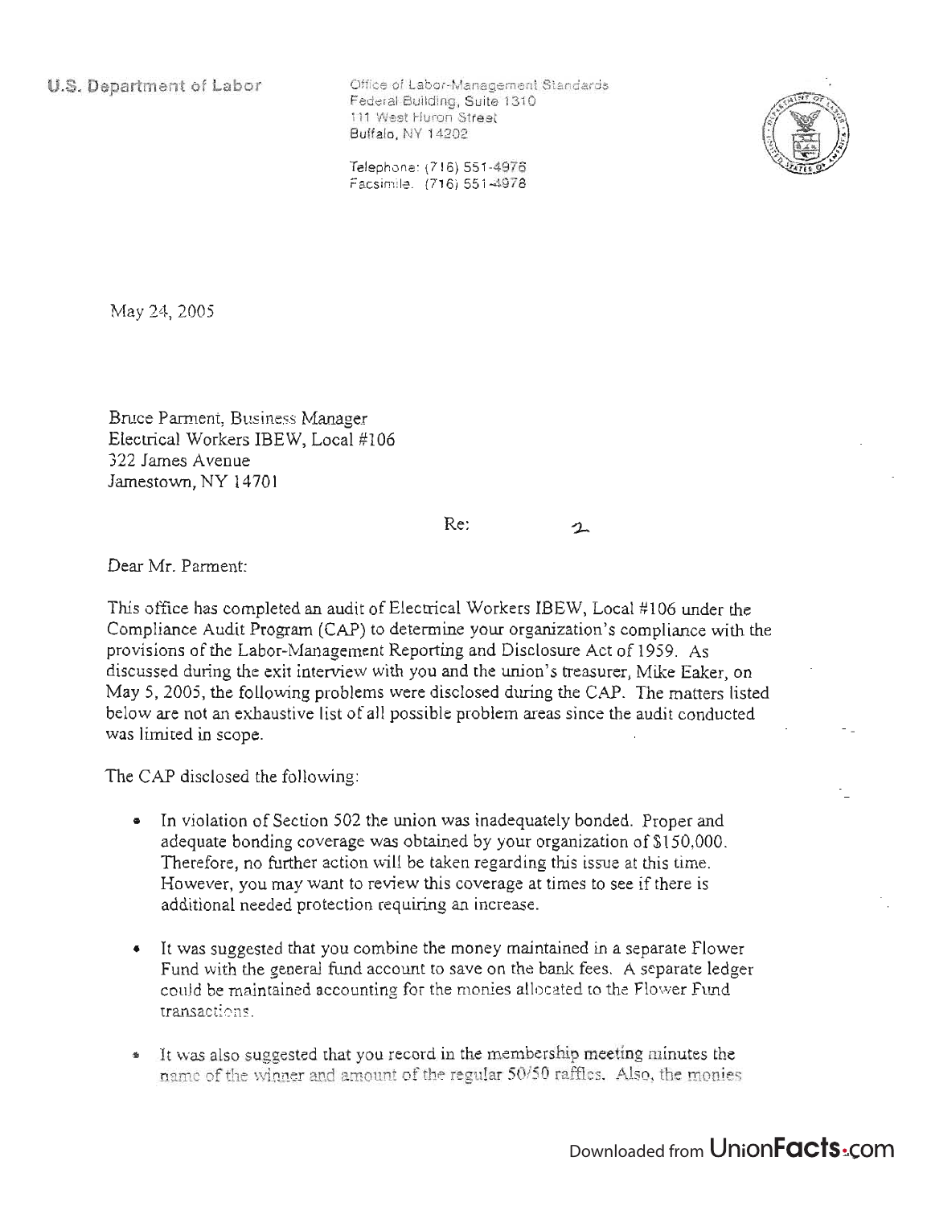U.S. Department of Labor

Office of Labor-Management Standards
Federal Building, Suite 1310
111 West Huron Street
Buffalo, NY 14202

Telephone: (716) 551-4976
Facsimile: (716) 551-4978

May 24, 2005

Bruce Parment, Business Manager
Electrical Workers IBEW, Local #106
322 James Avenue
Jamestown, NY 14701

Re: 2

Dear Mr. Parment:

This office has completed an audit of Electrical Workers IBEW, Local #106 under the Compliance Audit Program (CAP) to determine your organization's compliance with the provisions of the Labor-Management Reporting and Disclosure Act of 1959. As discussed during the exit interview with you and the union's treasurer, Mike Eaker, on May 5, 2005, the following problems were disclosed during the CAP. The matters listed below are not an exhaustive list of all possible problem areas since the audit conducted was limited in scope.

The CAP disclosed the following:

- In violation of Section 502 the union was inadequately bonded. Proper and adequate bonding coverage was obtained by your organization of $150,000. Therefore, no further action will be taken regarding this issue at this time. However, you may want to review this coverage at times to see if there is additional needed protection requiring an increase.
- It was suggested that you combine the money maintained in a separate Flower Fund with the general fund account to save on the bank fees. A separate ledger could be maintained accounting for the monies allocated to the Flower Fund transactions.
- It was also suggested that you record in the membership meeting minutes the name of the winner and amount of the regular 50/50 raffles. Also, the monies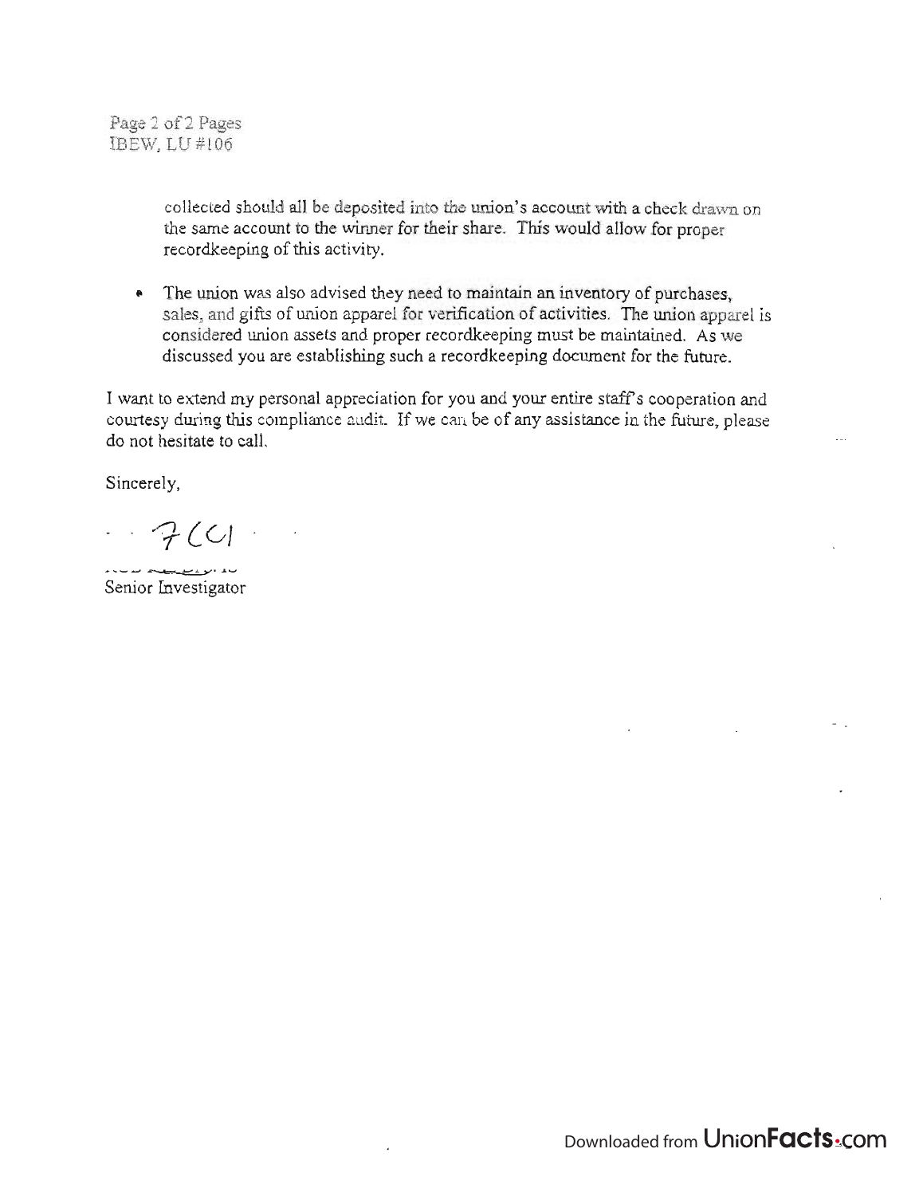collected should all be deposited into the union's account with a check drawn on the same account to the winner for their share. This would allow for proper recordkeeping of this activity.

- The union was also advised they need to maintain an inventory of purchases, sales, and gifts of union apparel for verification of activities. The union apparel is considered union assets and proper recordkeeping must be maintained. As we discussed you are establishing such a recordkeeping document for the future.

I want to extend my personal appreciation for you and your entire staff's cooperation and courtesy during this compliance audit. If we can be of any assistance in the future, please do not hesitate to call.

Sincerely,

7(C)

Senior Investigator

Downloaded from UnionFacts.com